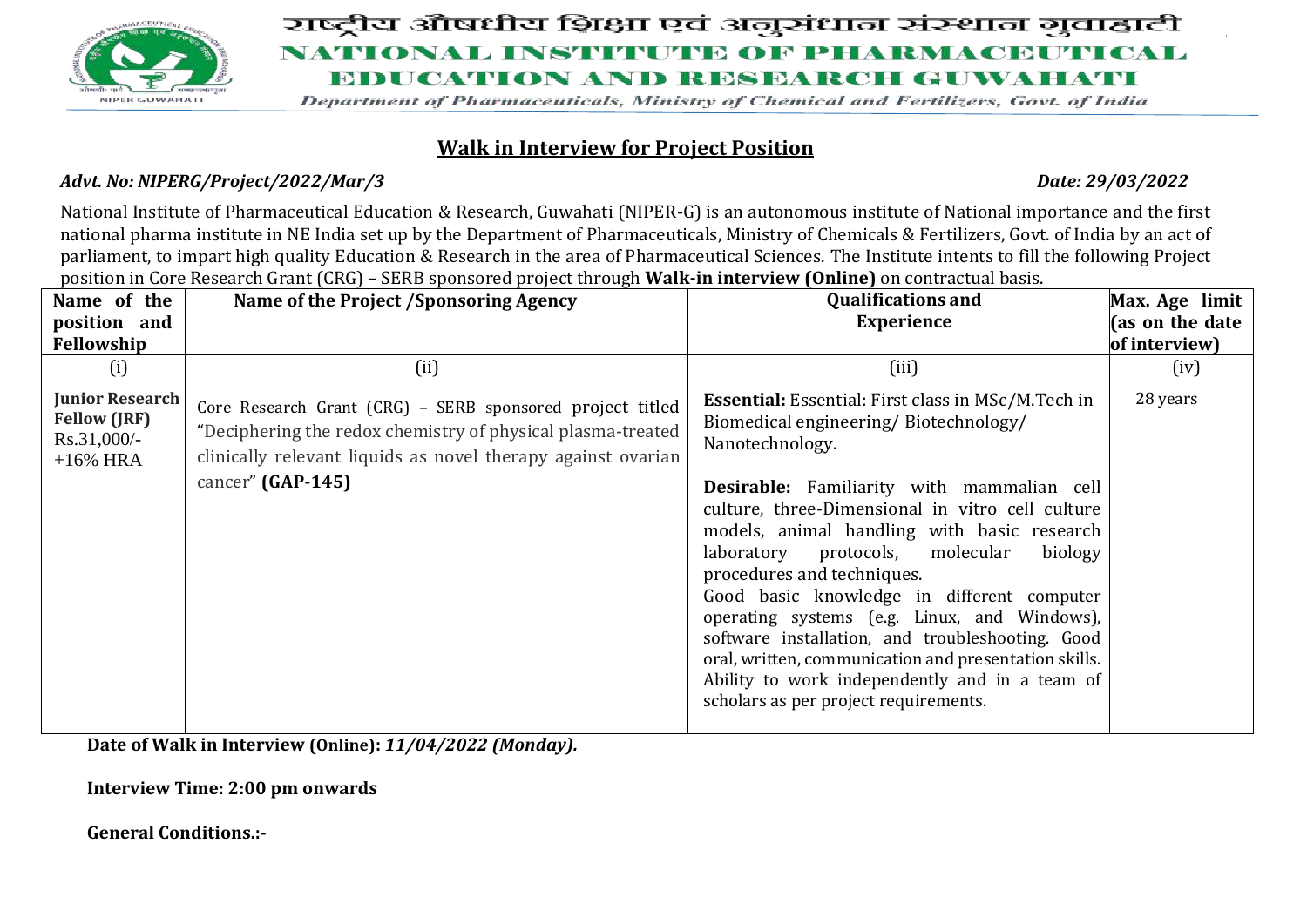# राष्ट्रीय औषधीय शिक्षा एवं अनुसंधान संस्थान गुवाहाटी

# NATIONAL INSTITUTE OF PHARMACEUTICAL EDUCATION AND RESEARCH GUWAHATI

*Department of Pharmaceuticals, Ministry of Chemical and Fertilizers, Govt. of India*

## Walk in Interview for Project Position

***Advt. No: NIPERG/Project/2022/Mar/3*** ***Date: 29/03/2022***

National Institute of Pharmaceutical Education & Research, Guwahati (NIPER-G) is an autonomous institute of National importance and the first national pharma institute in NE India set up by the Department of Pharmaceuticals, Ministry of Chemicals & Fertilizers, Govt. of India by an act of parliament, to impart high quality Education & Research in the area of Pharmaceutical Sciences. The Institute intents to fill the following Project position in Core Research Grant (CRG) – SERB sponsored project through **Walk-in interview (Online)** on contractual basis.

| Name of the position and Fellowship | Name of the Project /Sponsoring Agency | Qualifications and Experience | Max. Age limit (as on the date of interview) |
|---|---|---|---|
| (i) | (ii) | (iii) | (iv) |
| **Junior Research Fellow (JRF)** Rs.31,000/- +16% HRA | Core Research Grant (CRG) – SERB sponsored project titled "Deciphering the redox chemistry of physical plasma-treated clinically relevant liquids as novel therapy against ovarian cancer" **(GAP-145)** | **Essential:** Essential: First class in MSc/M.Tech in Biomedical engineering/ Biotechnology/ Nanotechnology.<br><br>**Desirable:** Familiarity with mammalian cell culture, three-Dimensional in vitro cell culture models, animal handling with basic research laboratory protocols, molecular biology procedures and techniques.<br>Good basic knowledge in different computer operating systems (e.g. Linux, and Windows), software installation, and troubleshooting. Good oral, written, communication and presentation skills. Ability to work independently and in a team of scholars as per project requirements. | 28 years |

**Date of Walk in Interview (Online):** ***11/04/2022 (Monday).***

**Interview Time: 2:00 pm onwards**

**General Conditions.:-**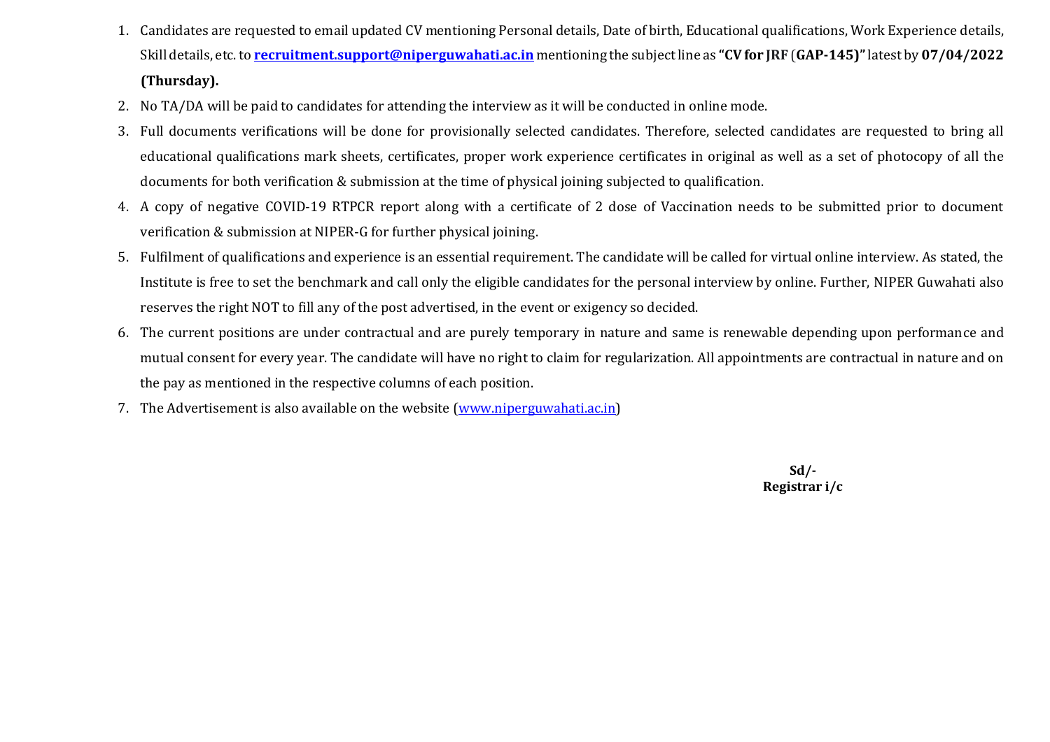1. Candidates are requested to email updated CV mentioning Personal details, Date of birth, Educational qualifications, Work Experience details, Skill details, etc. to **recruitment.support@niperguwahati.ac.in** mentioning the subject line as **"CV for JRF (GAP-145)"** latest by **07/04/2022 (Thursday).**
2. No TA/DA will be paid to candidates for attending the interview as it will be conducted in online mode.
3. Full documents verifications will be done for provisionally selected candidates. Therefore, selected candidates are requested to bring all educational qualifications mark sheets, certificates, proper work experience certificates in original as well as a set of photocopy of all the documents for both verification & submission at the time of physical joining subjected to qualification.
4. A copy of negative COVID-19 RTPCR report along with a certificate of 2 dose of Vaccination needs to be submitted prior to document verification & submission at NIPER-G for further physical joining.
5. Fulfilment of qualifications and experience is an essential requirement. The candidate will be called for virtual online interview. As stated, the Institute is free to set the benchmark and call only the eligible candidates for the personal interview by online. Further, NIPER Guwahati also reserves the right NOT to fill any of the post advertised, in the event or exigency so decided.
6. The current positions are under contractual and are purely temporary in nature and same is renewable depending upon performance and mutual consent for every year. The candidate will have no right to claim for regularization. All appointments are contractual in nature and on the pay as mentioned in the respective columns of each position.
7. The Advertisement is also available on the website (www.niperguwahati.ac.in)

**Sd/-**
**Registrar i/c**